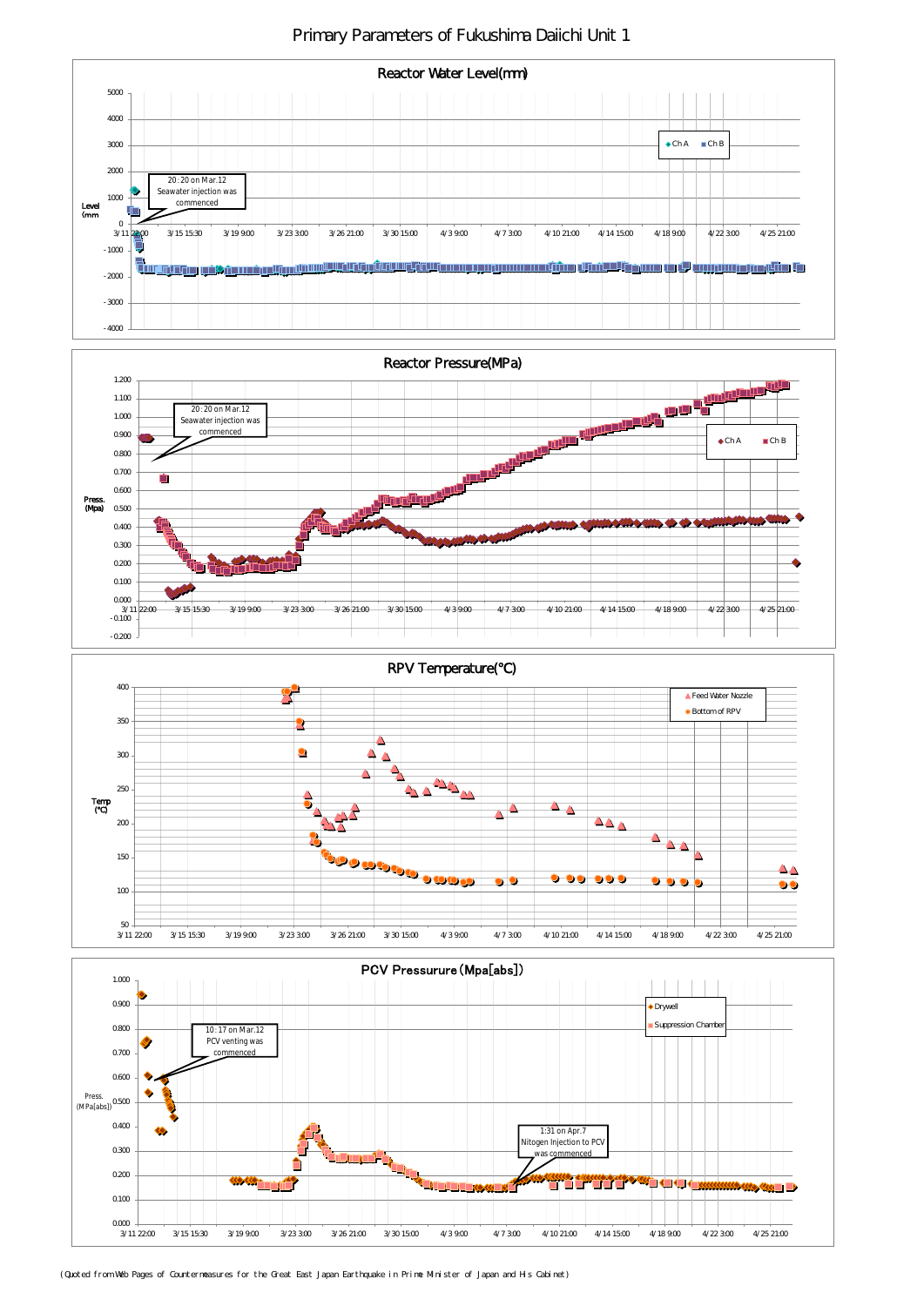# Primary Parameters of Fukushima Daiichi Unit 1

## Reactor Water Level(mm)

Level (mm

5000
4000
3000
2000
1000
0
-1000
-2000
-3000
-4000

3/11 22:00 | 3/15 15:30 | 3/19 9:00 | 3/23 3:00 | 3/26 21:00 | 3/30 15:00 | 4/3 9:00 | 4/7 3:00 | 4/10 21:00 | 4/14 15:00 | 4/18 9:00 | 4/22 3:00 | 4/25 21:00

20:20 on Mar.12 Seawater injection was commenced

Ch A | Ch B

## Reactor Pressure(MPa)

Press. (Mpa)

1.200
1.100
1.000
0.900
0.800
0.700
0.600
0.500
0.400
0.300
0.200
0.100
0.000
-0.100
-0.200

3/11 22:00 | 3/15 15:30 | 3/19 9:00 | 3/23 3:00 | 3/26 21:00 | 3/30 15:00 | 4/3 9:00 | 4/7 3:00 | 4/10 21:00 | 4/14 15:00 | 4/18 9:00 | 4/22 3:00 | 4/25 21:00

20:20 on Mar.12 Seawater injection was commenced

Ch A | Ch B

## RPV Temperature(°C)

Temp (°C)

400
350
300
250
200
150
100
50

3/11 22:00 | 3/15 15:30 | 3/19 9:00 | 3/23 3:00 | 3/26 21:00 | 3/30 15:00 | 4/3 9:00 | 4/7 3:00 | 4/10 21:00 | 4/14 15:00 | 4/18 9:00 | 4/22 3:00 | 4/25 21:00

Feed Water Nozzle | Bottom of RPV

## PCV Pressurure (Mpa[abs])

Press. (MPa[abs])

1.000
0.900
0.800
0.700
0.600
0.500
0.400
0.300
0.200
0.100
0.000

3/11 22:00 | 3/15 15:30 | 3/19 9:00 | 3/23 3:00 | 3/26 21:00 | 3/30 15:00 | 4/3 9:00 | 4/7 3:00 | 4/10 21:00 | 4/14 15:00 | 4/18 9:00 | 4/22 3:00 | 4/25 21:00

10:17 on Mar.12 PCV venting was commenced

1:31 on Apr.7 Nitogen Injection to PCV was commenced

Drywell | Suppression Chamber

(Quoted from Web Pages of Countermeasures for the Great East Japan Earthquake in Prime Minister of Japan and His Cabinet)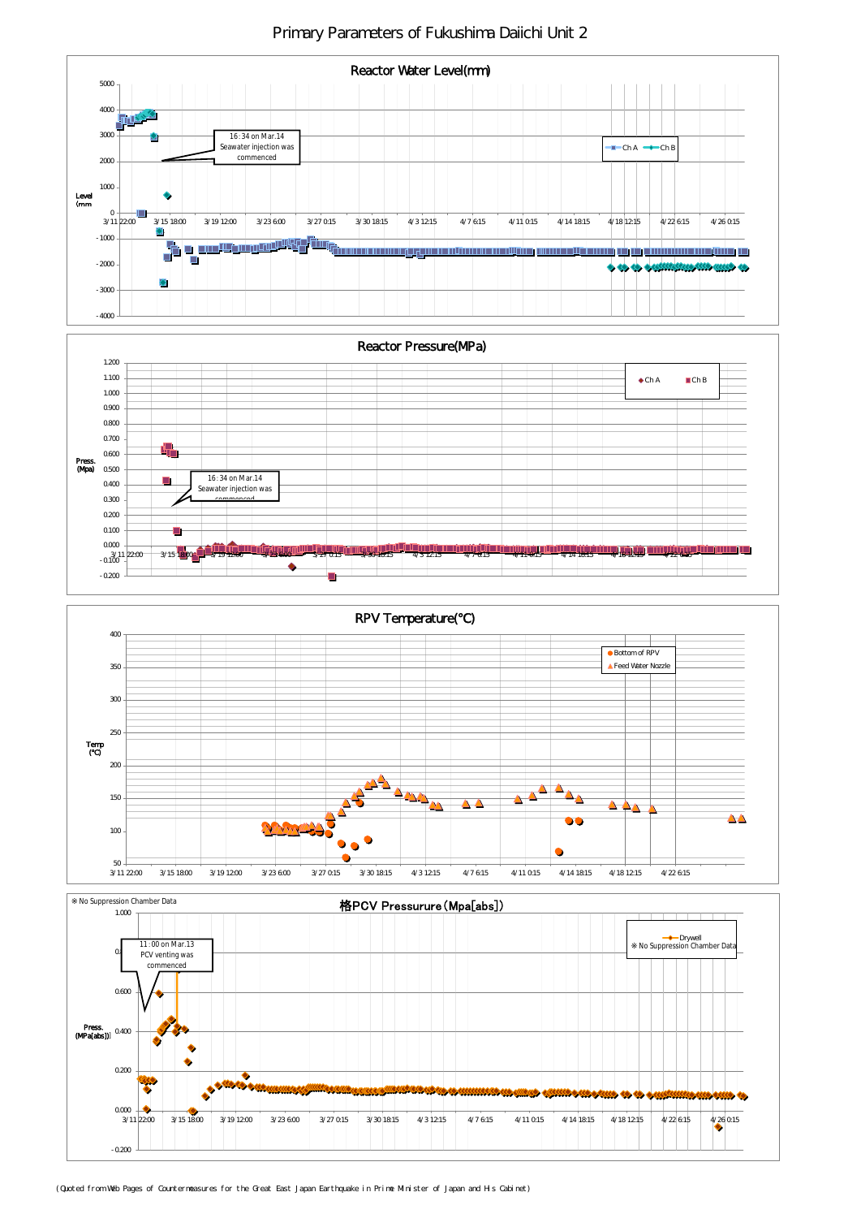# Primary Parameters of Fukushima Daiichi Unit 2

## Reactor Water Level(mm)

Level (mm)

5000, 4000, 3000, 2000, 1000, 0, -1000, -2000, -3000, -4000

3/11 22:00, 3/15 18:00, 3/19 12:00, 3/23 6:00, 3/27 0:15, 3/30 18:15, 4/3 12:15, 4/7 6:15, 4/11 0:15, 4/14 18:15, 4/18 12:15, 4/22 6:15, 4/26 0:15

16:34 on Mar.14
Seawater injection was commenced

Ch A, Ch B

## Reactor Pressure(MPa)

Press. (MPa)

1.200, 1.100, 1.000, 0.900, 0.800, 0.700, 0.600, 0.500, 0.400, 0.300, 0.200, 0.100, 0.000, -0.100, -0.200

3/11 22:00, 3/15 18:00, 3/19 12:00, 3/23 6:00, 3/27 0:15, 3/30 18:15, 4/3 12:15, 4/7 6:15, 4/11 0:15, 4/14 18:15, 4/18 12:15, 4/22 6:15

16:34 on Mar.14
Seawater injection was commenced

Ch A, Ch B

## RPV Temperature(°C)

Temp (°C)

400, 350, 300, 250, 200, 150, 100, 50

3/11 22:00, 3/15 18:00, 3/19 12:00, 3/23 6:00, 3/27 0:15, 3/30 18:15, 4/3 12:15, 4/7 6:15, 4/11 0:15, 4/14 18:15, 4/18 12:15, 4/22 6:15

Bottom of RPV, Feed Water Nozzle

## 格PCV Pressurure(Mpa[abs])

※No Suppression Chamber Data

Press. (MPa(abs))

1.000, 0.800, 0.600, 0.400, 0.200, 0.000, -0.200

3/11 22:00, 3/15 18:00, 3/19 12:00, 3/23 6:00, 3/27 0:15, 3/30 18:15, 4/3 12:15, 4/7 6:15, 4/11 0:15, 4/14 18:15, 4/18 12:15, 4/22 6:15, 4/26 0:15

11:00 on Mar.13
PCV venting was commenced

Drywell
※No Suppression Chamber Data

(Quoted from Web Pages of Countermeasures for the Great East Japan Earthquake in Prime Minister of Japan and His Cabinet)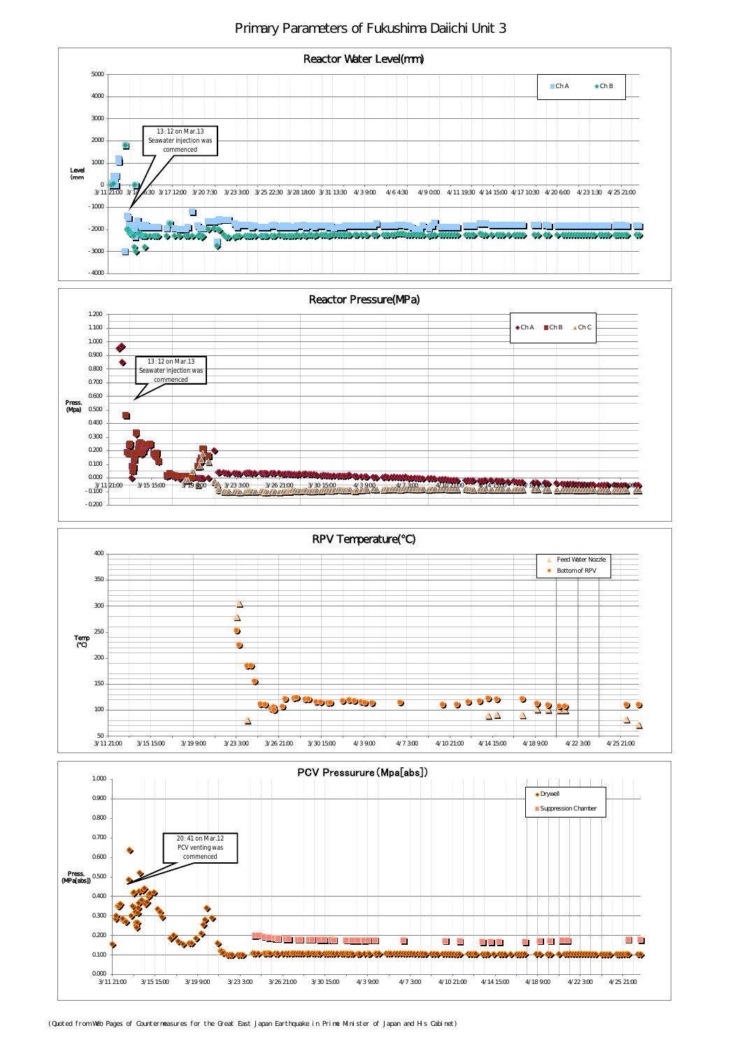# Primary Parameters of Fukushima Daiichi Unit 3

## Reactor Water Level(mm)

Level (mm

5000
4000
3000
2000
1000
0
-1000
-2000
-3000
-4000

3/11 21:00 3/14 6:30 3/17 12:00 3/20 7:30 3/23 3:00 3/25 22:30 3/28 18:00 3/31 13:30 4/3 9:00 4/6 4:30 4/9 0:00 4/11 19:30 4/14 15:00 4/17 10:30 4/20 6:00 4/23 1:30 4/25 21:00

Ch A
Ch B

13:12 on Mar.13
Seawater injection was commenced

## Reactor Pressure(MPa)

Press. (Mpa)

1.200
1.100
1.000
0.900
0.800
0.700
0.600
0.500
0.400
0.300
0.200
0.100
0.000
-0.100
-0.200

3/11 21:00 3/15 15:00 3/19 9:00 3/23 3:00 3/26 21:00 3/30 15:00 4/3 9:00 4/7 3:00 4/10 21:00 4/14 15:00

Ch A
Ch B
Ch C

13:12 on Mar.13
Seawater injection was commenced

## RPV Temperature(°C)

Temp (°C)

400
350
300
250
200
150
100
50

3/11 21:00 3/15 15:00 3/19 9:00 3/23 3:00 3/26 21:00 3/30 15:00 4/3 9:00 4/7 3:00 4/10 21:00 4/14 15:00 4/18 9:00 4/22 3:00 4/25 21:00

Feed Water Nozzle
Bottom of RPV

## PCV Pressurure(Mpa[abs])

Press. (MPa[abs])

1.000
0.900
0.800
0.700
0.600
0.500
0.400
0.300
0.200
0.100
0.000

3/11 21:00 3/15 15:00 3/19 9:00 3/23 3:00 3/26 21:00 3/30 15:00 4/3 9:00 4/7 3:00 4/10 21:00 4/14 15:00 4/18 9:00 4/22 3:00 4/25 21:00

Drywell
Suppression Chamber

20:41 on Mar.12
PCV venting was commenced

(Quoted from Web Pages of Countermeasures for the Great East Japan Earthquake in Prime Minister of Japan and His Cabinet)